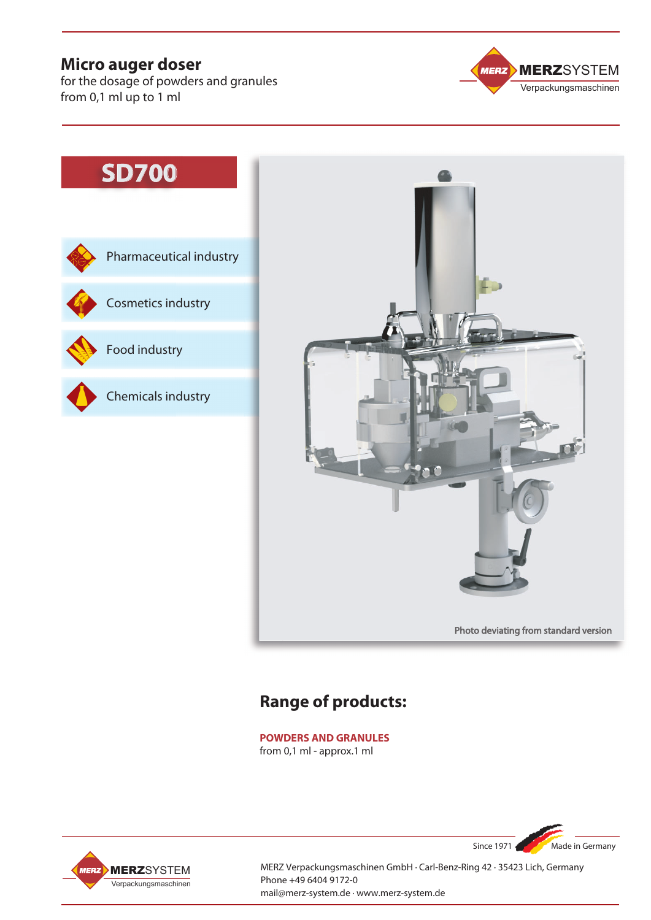# Micro auger doser

for the dosage of powders and granules
from 0,1 ml up to 1 ml

MERZSYSTEM
Verpackungsmaschinen

## SD700

- Pharmaceutical industry
- Cosmetics industry
- Food industry
- Chemicals industry

Photo deviating from standard version

## Range of products:

**POWDERS AND GRANULES**
from 0,1 ml - approx.1 ml

Since 1971 Made in Germany

MERZSYSTEM
Verpackungsmaschinen

MERZ Verpackungsmaschinen GmbH · Carl-Benz-Ring 42 · 35423 Lich, Germany
Phone +49 6404 9172-0
mail@merz-system.de · www.merz-system.de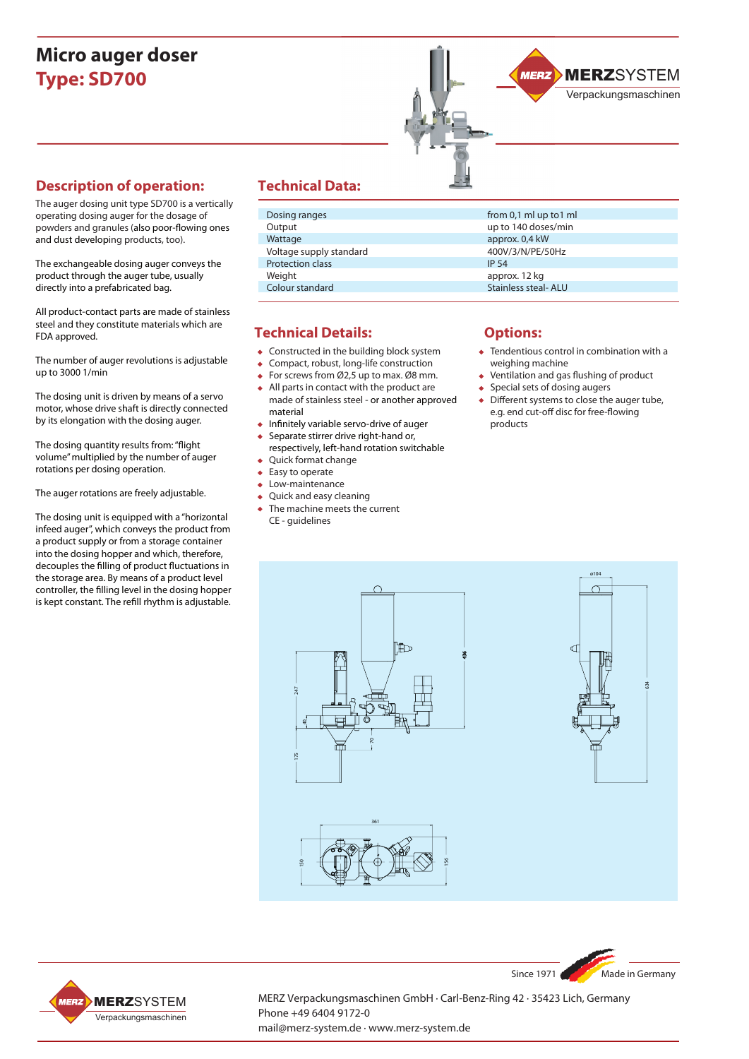# Micro auger doser
## Type: SD700

MERZ MERZSYSTEM Verpackungsmaschinen

## Description of operation:

The auger dosing unit type SD700 is a vertically operating dosing auger for the dosage of powders and granules (also poor-flowing ones and dust developing products, too).

The exchangeable dosing auger conveys the product through the auger tube, usually directly into a prefabricated bag.

All product-contact parts are made of stainless steel and they constitute materials which are FDA approved.

The number of auger revolutions is adjustable up to 3000 1/min

The dosing unit is driven by means of a servo motor, whose drive shaft is directly connected by its elongation with the dosing auger.

The dosing quantity results from: "flight volume" multiplied by the number of auger rotations per dosing operation.

The auger rotations are freely adjustable.

The dosing unit is equipped with a "horizontal infeed auger", which conveys the product from a product supply or from a storage container into the dosing hopper and which, therefore, decouples the filling of product fluctuations in the storage area. By means of a product level controller, the filling level in the dosing hopper is kept constant. The refill rhythm is adjustable.

## Technical Data:

| | |
|---|---|
| Dosing ranges | from 0,1 ml up to1 ml |
| Output | up to 140 doses/min |
| Wattage | approx. 0,4 kW |
| Voltage supply standard | 400V/3/N/PE/50Hz |
| Protection class | IP 54 |
| Weight | approx. 12 kg |
| Colour standard | Stainless steel- ALU |

## Technical Details:

- Constructed in the building block system
- Compact, robust, long-life construction
- For screws from Ø2,5 up to max. Ø8 mm.
- All parts in contact with the product are made of stainless steel - or another approved material
- Infinitely variable servo-drive of auger
- Separate stirrer drive right-hand or, respectively, left-hand rotation switchable
- Quick format change
- Easy to operate
- Low-maintenance
- Quick and easy cleaning
- The machine meets the current CE - guidelines

## Options:

- Tendentious control in combination with a weighing machine
- Ventilation and gas flushing of product
- Special sets of dosing augers
- Different systems to close the auger tube, e.g. end cut-off disc for free-flowing products

247
40
175
70
436
ø104
634
361
150
156

Since 1971 Made in Germany

MERZ MERZSYSTEM Verpackungsmaschinen

MERZ Verpackungsmaschinen GmbH · Carl-Benz-Ring 42 · 35423 Lich, Germany
Phone +49 6404 9172-0
mail@merz-system.de · www.merz-system.de